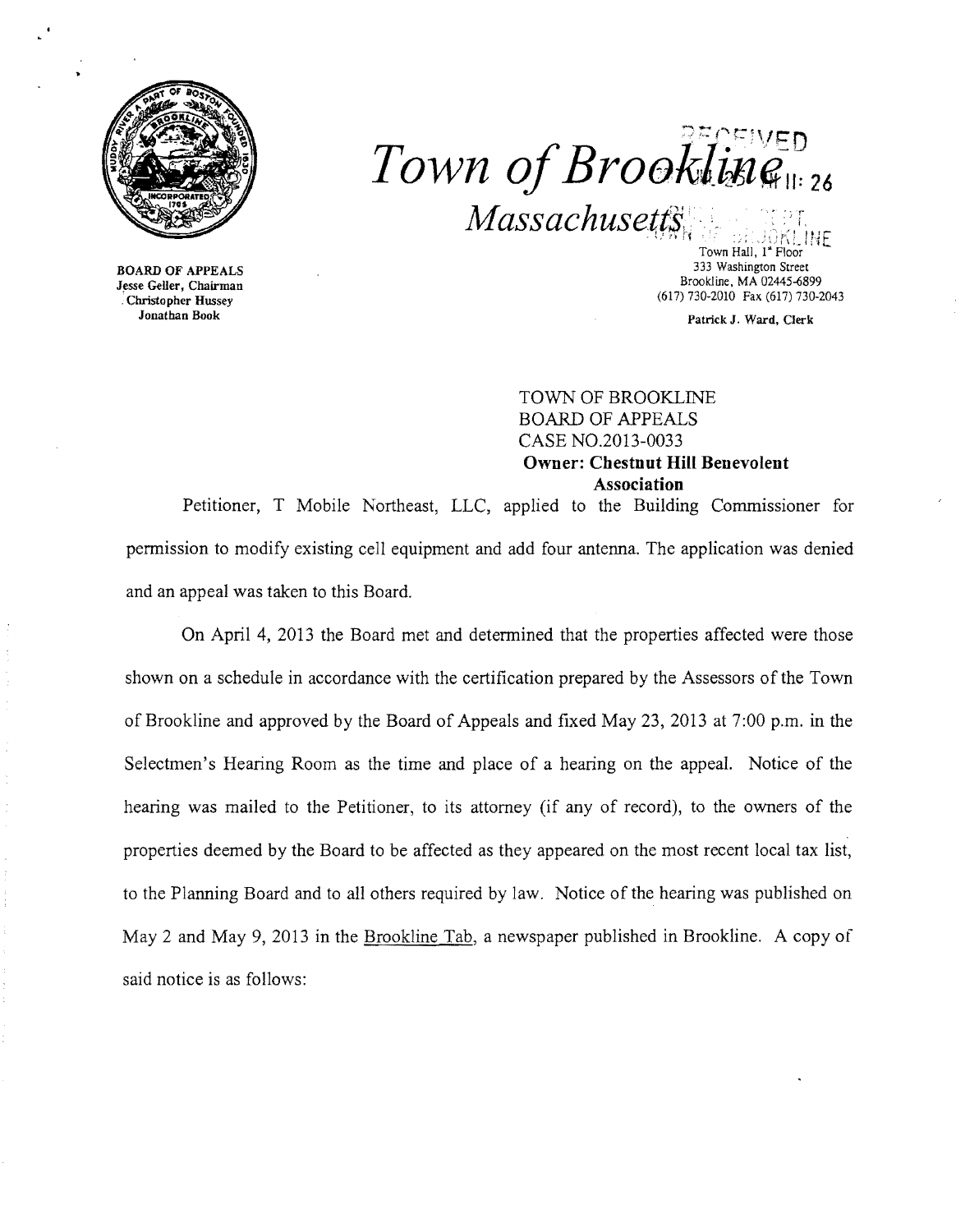# Town of Brookline

## Massachusetts

BOARD OF APPEALS
Jesse Geller, Chairman
Christopher Hussey
Jonathan Book

Town Hall, 1st Floor
333 Washington Street
Brookline, MA 02445-6899
(617) 730-2010 Fax (617) 730-2043

Patrick J. Ward, Clerk

TOWN OF BROOKLINE
BOARD OF APPEALS
CASE NO.2013-0033
**Owner: Chestnut Hill Benevolent Association**

Petitioner, T Mobile Northeast, LLC, applied to the Building Commissioner for permission to modify existing cell equipment and add four antenna. The application was denied and an appeal was taken to this Board.

On April 4, 2013 the Board met and determined that the properties affected were those shown on a schedule in accordance with the certification prepared by the Assessors of the Town of Brookline and approved by the Board of Appeals and fixed May 23, 2013 at 7:00 p.m. in the Selectmen's Hearing Room as the time and place of a hearing on the appeal. Notice of the hearing was mailed to the Petitioner, to its attorney (if any of record), to the owners of the properties deemed by the Board to be affected as they appeared on the most recent local tax list, to the Planning Board and to all others required by law. Notice of the hearing was published on May 2 and May 9, 2013 in the Brookline Tab, a newspaper published in Brookline. A copy of said notice is as follows: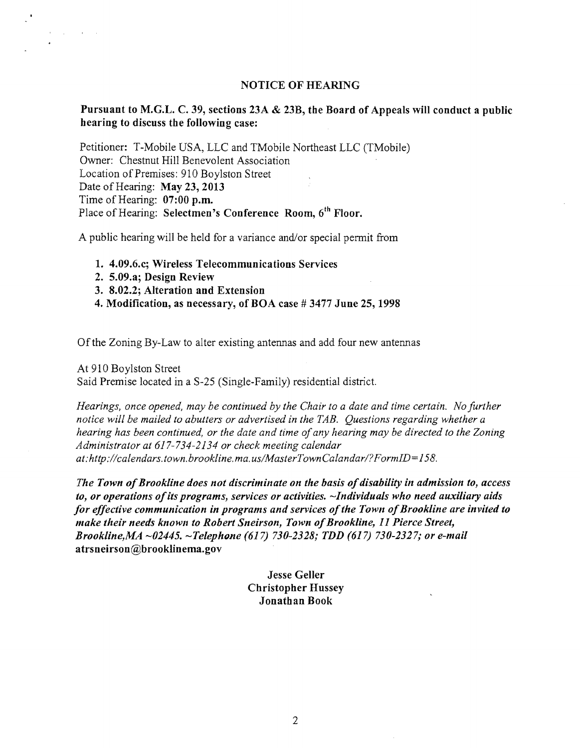# NOTICE OF HEARING

**Pursuant to M.G.L. C. 39, sections 23A & 23B, the Board of Appeals will conduct a public hearing to discuss the following case:**

Petitioner: T-Mobile USA, LLC and TMobile Northeast LLC (TMobile)
Owner: Chestnut Hill Benevolent Association
Location of Premises: 910 Boylston Street
Date of Hearing: **May 23, 2013**
Time of Hearing: **07:00 p.m.**
Place of Hearing: **Selectmen's Conference Room, 6th Floor.**

A public hearing will be held for a variance and/or special permit from

1. **4.09.6.c; Wireless Telecommunications Services**
2. **5.09.a; Design Review**
3. **8.02.2; Alteration and Extension**
4. **Modification, as necessary, of BOA case # 3477 June 25, 1998**

Of the Zoning By-Law to alter existing antennas and add four new antennas

At 910 Boylston Street
Said Premise located in a S-25 (Single-Family) residential district.

*Hearings, once opened, may be continued by the Chair to a date and time certain. No further notice will be mailed to abutters or advertised in the TAB. Questions regarding whether a hearing has been continued, or the date and time of any hearing may be directed to the Zoning Administrator at 617-734-2134 or check meeting calendar at:http://calendars.town.brookline.ma.us/MasterTownCalandar/?FormID=158.*

***The Town of Brookline does not discriminate on the basis of disability in admission to, access to, or operations of its programs, services or activities. ~Individuals who need auxiliary aids for effective communication in programs and services of the Town of Brookline are invited to make their needs known to Robert Sneirson, Town of Brookline, 11 Pierce Street, Brookline,MA ~02445. ~Telephone (617) 730-2328; TDD (617) 730-2327; or e-mail*** **atrsneirson@brooklinema.gov**

**Jesse Geller**
**Christopher Hussey**
**Jonathan Book**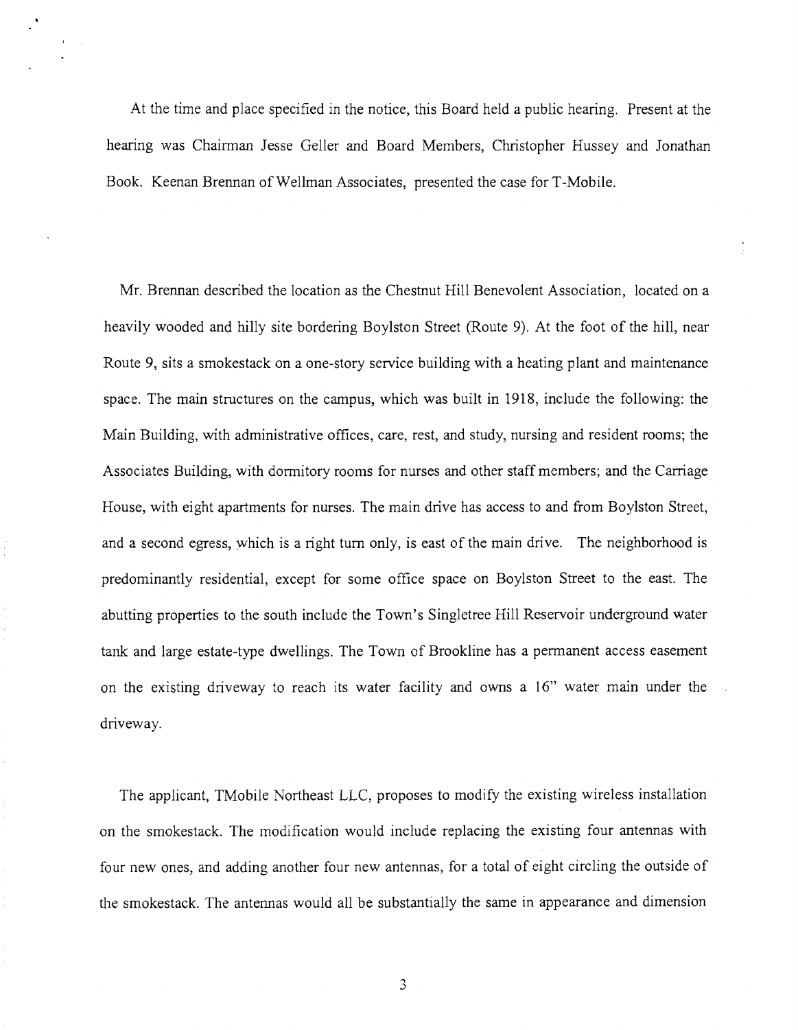At the time and place specified in the notice, this Board held a public hearing. Present at the hearing was Chairman Jesse Geller and Board Members, Christopher Hussey and Jonathan Book. Keenan Brennan of Wellman Associates, presented the case for T-Mobile.

Mr. Brennan described the location as the Chestnut Hill Benevolent Association, located on a heavily wooded and hilly site bordering Boylston Street (Route 9). At the foot of the hill, near Route 9, sits a smokestack on a one-story service building with a heating plant and maintenance space. The main structures on the campus, which was built in 1918, include the following: the Main Building, with administrative offices, care, rest, and study, nursing and resident rooms; the Associates Building, with dormitory rooms for nurses and other staff members; and the Carriage House, with eight apartments for nurses. The main drive has access to and from Boylston Street, and a second egress, which is a right turn only, is east of the main drive. The neighborhood is predominantly residential, except for some office space on Boylston Street to the east. The abutting properties to the south include the Town's Singletree Hill Reservoir underground water tank and large estate-type dwellings. The Town of Brookline has a permanent access easement on the existing driveway to reach its water facility and owns a 16" water main under the driveway.

The applicant, TMobile Northeast LLC, proposes to modify the existing wireless installation on the smokestack. The modification would include replacing the existing four antennas with four new ones, and adding another four new antennas, for a total of eight circling the outside of the smokestack. The antennas would all be substantially the same in appearance and dimension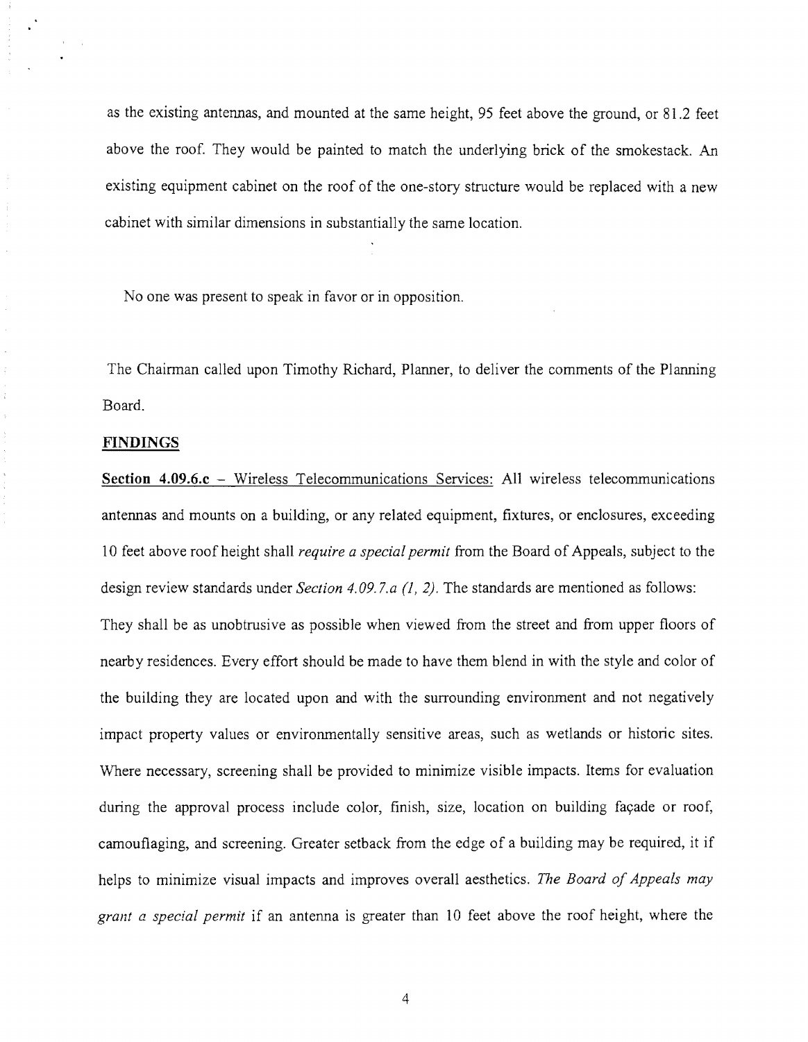as the existing antennas, and mounted at the same height, 95 feet above the ground, or 81.2 feet above the roof. They would be painted to match the underlying brick of the smokestack. An existing equipment cabinet on the roof of the one-story structure would be replaced with a new cabinet with similar dimensions in substantially the same location.

No one was present to speak in favor or in opposition.

The Chairman called upon Timothy Richard, Planner, to deliver the comments of the Planning Board.

**FINDINGS**

**Section 4.09.6.c** – Wireless Telecommunications Services: All wireless telecommunications antennas and mounts on a building, or any related equipment, fixtures, or enclosures, exceeding 10 feet above roof height shall *require a special permit* from the Board of Appeals, subject to the design review standards under *Section 4.09.7.a (1, 2)*. The standards are mentioned as follows: They shall be as unobtrusive as possible when viewed from the street and from upper floors of nearby residences. Every effort should be made to have them blend in with the style and color of the building they are located upon and with the surrounding environment and not negatively impact property values or environmentally sensitive areas, such as wetlands or historic sites. Where necessary, screening shall be provided to minimize visible impacts. Items for evaluation during the approval process include color, finish, size, location on building façade or roof, camouflaging, and screening. Greater setback from the edge of a building may be required, it if helps to minimize visual impacts and improves overall aesthetics. *The Board of Appeals may grant a special permit* if an antenna is greater than 10 feet above the roof height, where the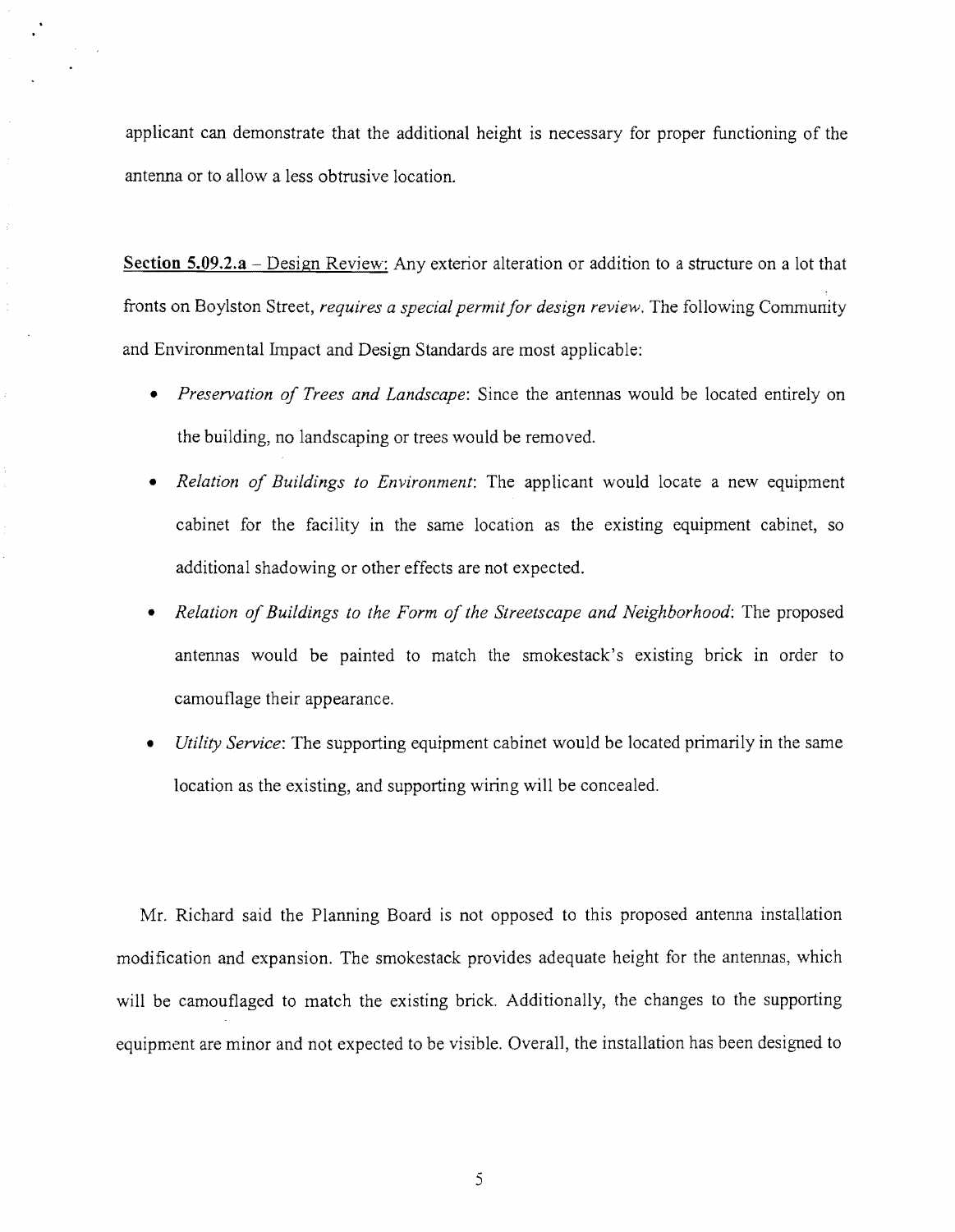applicant can demonstrate that the additional height is necessary for proper functioning of the antenna or to allow a less obtrusive location.

**Section 5.09.2.a** – Design Review: Any exterior alteration or addition to a structure on a lot that fronts on Boylston Street, *requires a special permit for design review*. The following Community and Environmental Impact and Design Standards are most applicable:

- *Preservation of Trees and Landscape*: Since the antennas would be located entirely on the building, no landscaping or trees would be removed.
- *Relation of Buildings to Environment*: The applicant would locate a new equipment cabinet for the facility in the same location as the existing equipment cabinet, so additional shadowing or other effects are not expected.
- *Relation of Buildings to the Form of the Streetscape and Neighborhood*: The proposed antennas would be painted to match the smokestack's existing brick in order to camouflage their appearance.
- *Utility Service*: The supporting equipment cabinet would be located primarily in the same location as the existing, and supporting wiring will be concealed.

Mr. Richard said the Planning Board is not opposed to this proposed antenna installation modification and expansion. The smokestack provides adequate height for the antennas, which will be camouflaged to match the existing brick. Additionally, the changes to the supporting equipment are minor and not expected to be visible. Overall, the installation has been designed to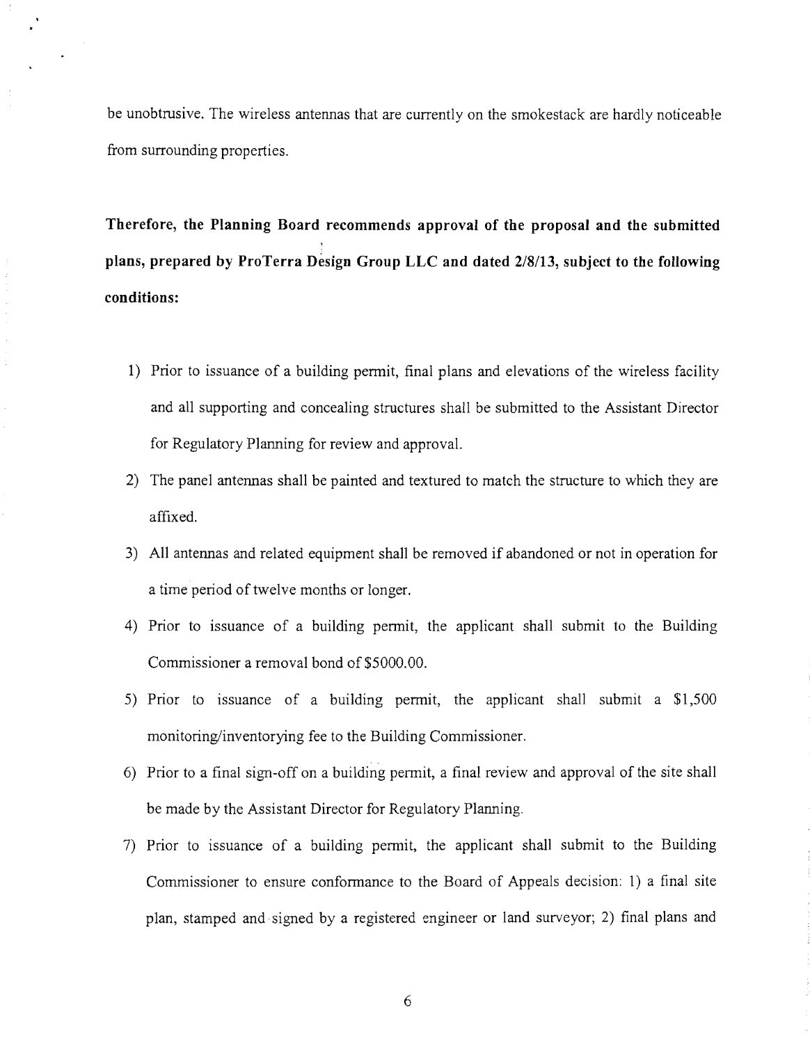be unobtrusive. The wireless antennas that are currently on the smokestack are hardly noticeable from surrounding properties.

**Therefore, the Planning Board recommends approval of the proposal and the submitted plans, prepared by ProTerra Design Group LLC and dated 2/8/13, subject to the following conditions:**

1) Prior to issuance of a building permit, final plans and elevations of the wireless facility and all supporting and concealing structures shall be submitted to the Assistant Director for Regulatory Planning for review and approval.
2) The panel antennas shall be painted and textured to match the structure to which they are affixed.
3) All antennas and related equipment shall be removed if abandoned or not in operation for a time period of twelve months or longer.
4) Prior to issuance of a building permit, the applicant shall submit to the Building Commissioner a removal bond of $5000.00.
5) Prior to issuance of a building permit, the applicant shall submit a $1,500 monitoring/inventorying fee to the Building Commissioner.
6) Prior to a final sign-off on a building permit, a final review and approval of the site shall be made by the Assistant Director for Regulatory Planning.
7) Prior to issuance of a building permit, the applicant shall submit to the Building Commissioner to ensure conformance to the Board of Appeals decision: 1) a final site plan, stamped and signed by a registered engineer or land surveyor; 2) final plans and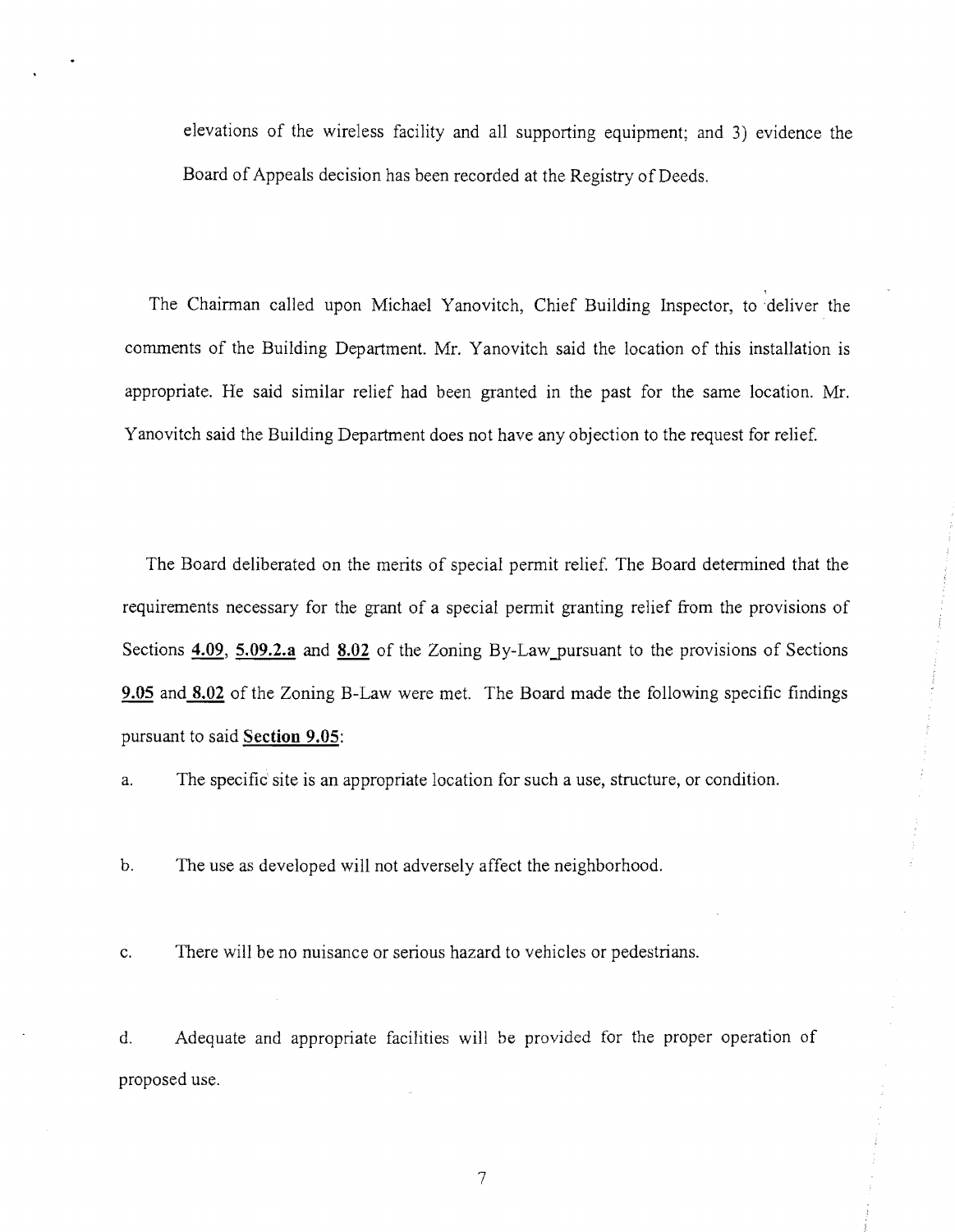elevations of the wireless facility and all supporting equipment; and 3) evidence the Board of Appeals decision has been recorded at the Registry of Deeds.

The Chairman called upon Michael Yanovitch, Chief Building Inspector, to deliver the comments of the Building Department. Mr. Yanovitch said the location of this installation is appropriate. He said similar relief had been granted in the past for the same location. Mr. Yanovitch said the Building Department does not have any objection to the request for relief.

The Board deliberated on the merits of special permit relief. The Board determined that the requirements necessary for the grant of a special permit granting relief from the provisions of Sections **4.09**, **5.09.2.a** and **8.02** of the Zoning By-Law pursuant to the provisions of Sections **9.05** and **8.02** of the Zoning B-Law were met. The Board made the following specific findings pursuant to said **Section 9.05**:

a. The specific site is an appropriate location for such a use, structure, or condition.

b. The use as developed will not adversely affect the neighborhood.

c. There will be no nuisance or serious hazard to vehicles or pedestrians.

d. Adequate and appropriate facilities will be provided for the proper operation of proposed use.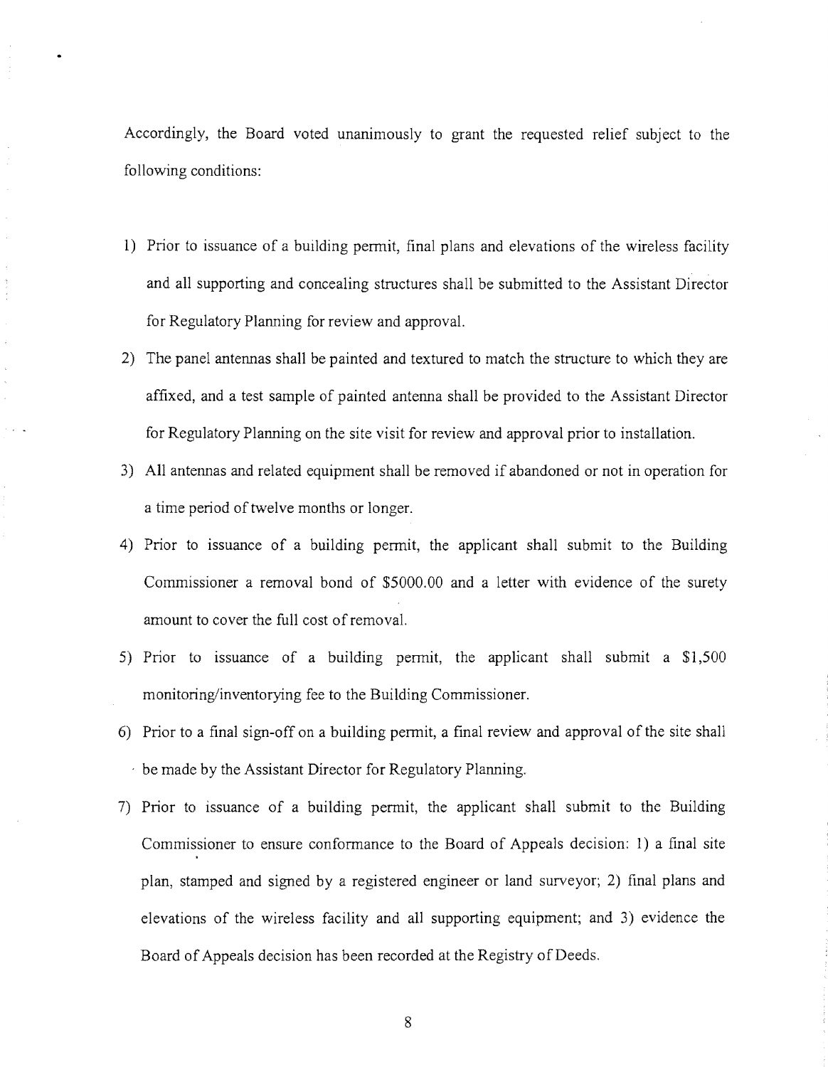Accordingly, the Board voted unanimously to grant the requested relief subject to the following conditions:

1) Prior to issuance of a building permit, final plans and elevations of the wireless facility and all supporting and concealing structures shall be submitted to the Assistant Director for Regulatory Planning for review and approval.
2) The panel antennas shall be painted and textured to match the structure to which they are affixed, and a test sample of painted antenna shall be provided to the Assistant Director for Regulatory Planning on the site visit for review and approval prior to installation.
3) All antennas and related equipment shall be removed if abandoned or not in operation for a time period of twelve months or longer.
4) Prior to issuance of a building permit, the applicant shall submit to the Building Commissioner a removal bond of $5000.00 and a letter with evidence of the surety amount to cover the full cost of removal.
5) Prior to issuance of a building permit, the applicant shall submit a $1,500 monitoring/inventorying fee to the Building Commissioner.
6) Prior to a final sign-off on a building permit, a final review and approval of the site shall be made by the Assistant Director for Regulatory Planning.
7) Prior to issuance of a building permit, the applicant shall submit to the Building Commissioner to ensure conformance to the Board of Appeals decision: 1) a final site plan, stamped and signed by a registered engineer or land surveyor; 2) final plans and elevations of the wireless facility and all supporting equipment; and 3) evidence the Board of Appeals decision has been recorded at the Registry of Deeds.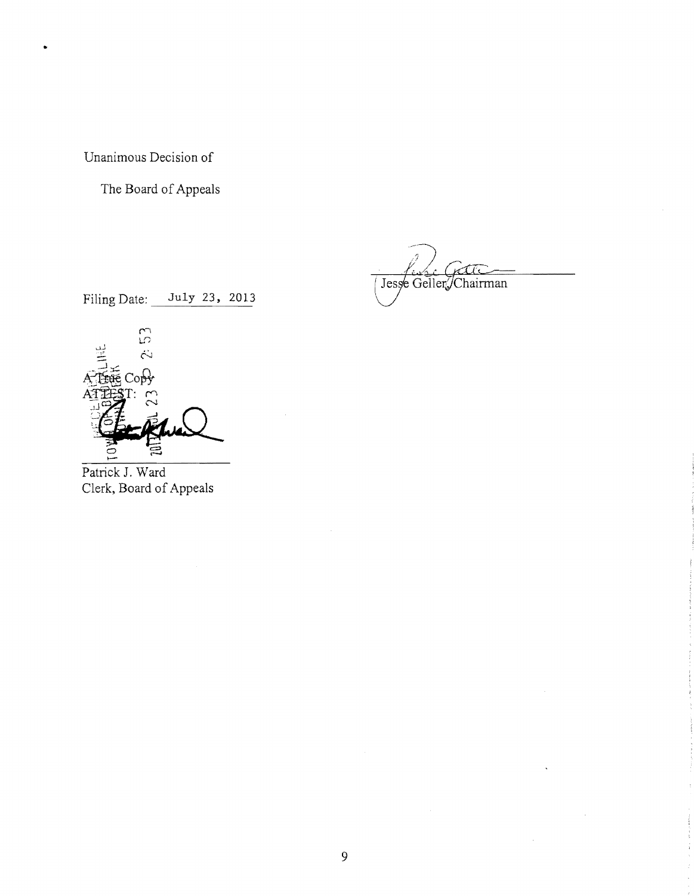Unanimous Decision of

The Board of Appeals

Jesse Geller, Chairman

Filing Date: July 23, 2013

A True Copy
ATTEST:

Patrick J. Ward
Clerk, Board of Appeals